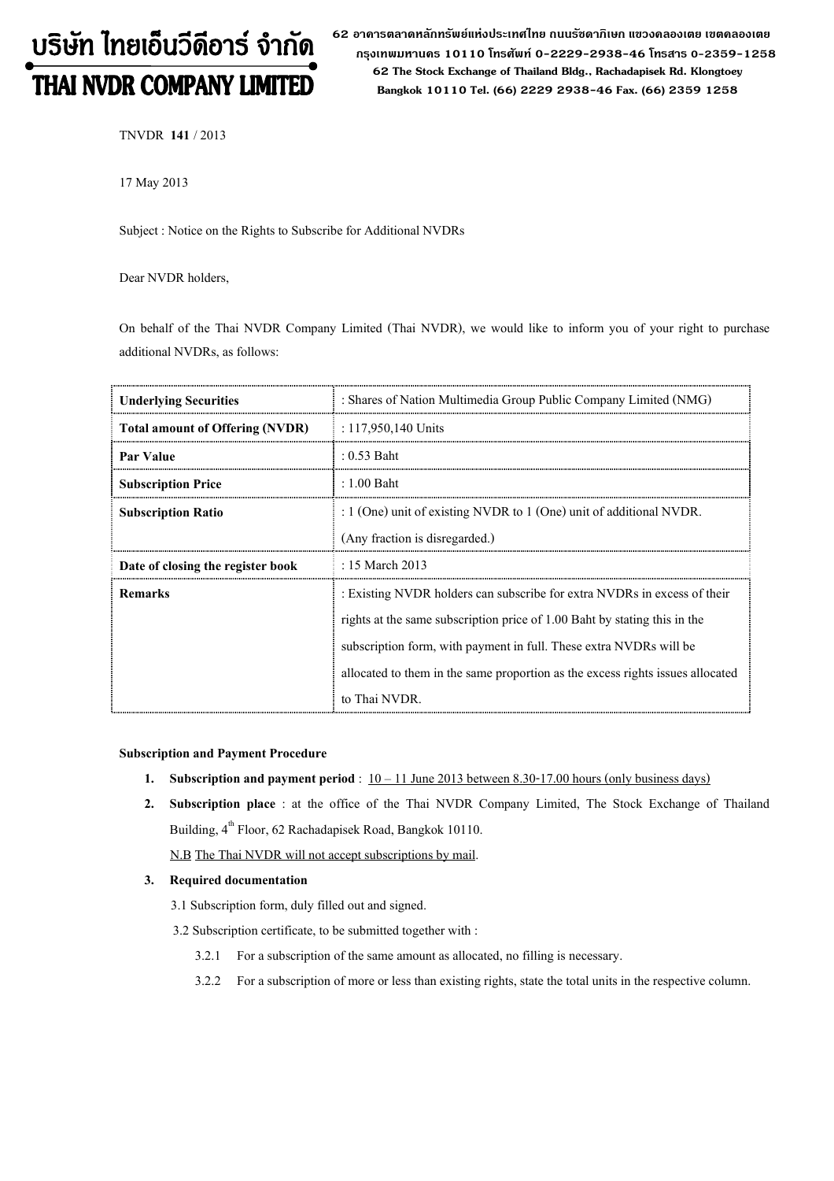# บริษัท ไทยเอ็นวีดีอาร์ จำกัด
# THAI NVDR COMPANY LIMITED

62 อาคารตลาดหลักทรัพย์แห่งประเทศไทย ถนนรัชดาภิเษก แขวงคลองเตย เขตคลองเตย กรุงเทพมหานคร 10110 โทรศัพท์ 0-2229-2938-46 โทรสาร 0-2359-1258
62 The Stock Exchange of Thailand Bldg., Rachadapisek Rd. Klongtoey Bangkok 10110 Tel. (66) 2229 2938-46 Fax. (66) 2359 1258

TNVDR **141** / 2013

17 May 2013

Subject : Notice on the Rights to Subscribe for Additional NVDRs

Dear NVDR holders,

On behalf of the Thai NVDR Company Limited (Thai NVDR), we would like to inform you of your right to purchase additional NVDRs, as follows:

| **Underlying Securities** | : Shares of Nation Multimedia Group Public Company Limited (NMG) |
|---|---|
| **Total amount of Offering (NVDR)** | : 117,950,140 Units |
| **Par Value** | : 0.53 Baht |
| **Subscription Price** | : 1.00 Baht |
| **Subscription Ratio** | : 1 (One) unit of existing NVDR to 1 (One) unit of additional NVDR. (Any fraction is disregarded.) |
| **Date of closing the register book** | : 15 March 2013 |
| **Remarks** | : Existing NVDR holders can subscribe for extra NVDRs in excess of their rights at the same subscription price of 1.00 Baht by stating this in the subscription form, with payment in full. These extra NVDRs will be allocated to them in the same proportion as the excess rights issues allocated to Thai NVDR. |

**Subscription and Payment Procedure**

1. **Subscription and payment period** : 10 – 11 June 2013 between 8.30-17.00 hours (only business days)
2. **Subscription place** : at the office of the Thai NVDR Company Limited, The Stock Exchange of Thailand Building, 4th Floor, 62 Rachadapisek Road, Bangkok 10110.

   N.B The Thai NVDR will not accept subscriptions by mail.
3. **Required documentation**

   3.1 Subscription form, duly filled out and signed.

   3.2 Subscription certificate, to be submitted together with :

   3.2.1 For a subscription of the same amount as allocated, no filling is necessary.

   3.2.2 For a subscription of more or less than existing rights, state the total units in the respective column.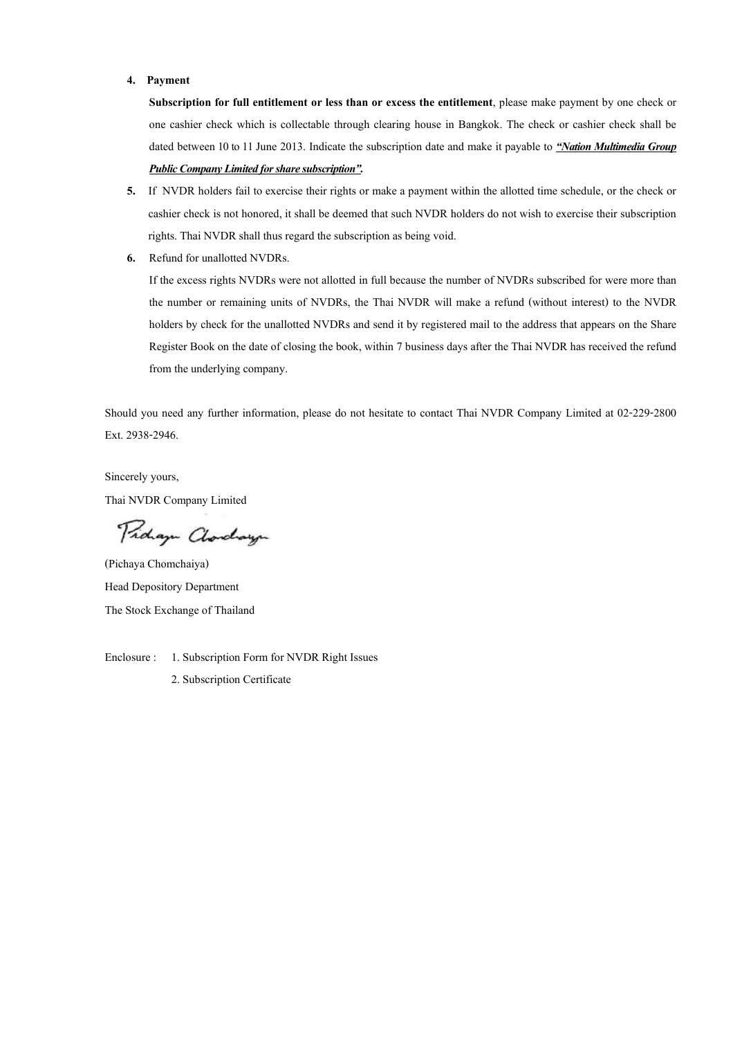4. **Payment**

   **Subscription for full entitlement or less than or excess the entitlement**, please make payment by one check or one cashier check which is collectable through clearing house in Bangkok. The check or cashier check shall be dated between 10 to 11 June 2013. Indicate the subscription date and make it payable to ***"Nation Multimedia Group Public Company Limited for share subscription".***

5. If NVDR holders fail to exercise their rights or make a payment within the allotted time schedule, or the check or cashier check is not honored, it shall be deemed that such NVDR holders do not wish to exercise their subscription rights. Thai NVDR shall thus regard the subscription as being void.

6. Refund for unallotted NVDRs.

   If the excess rights NVDRs were not allotted in full because the number of NVDRs subscribed for were more than the number or remaining units of NVDRs, the Thai NVDR will make a refund (without interest) to the NVDR holders by check for the unallotted NVDRs and send it by registered mail to the address that appears on the Share Register Book on the date of closing the book, within 7 business days after the Thai NVDR has received the refund from the underlying company.

Should you need any further information, please do not hesitate to contact Thai NVDR Company Limited at 02-229-2800 Ext. 2938-2946.

Sincerely yours,

Thai NVDR Company Limited

(Pichaya Chomchaiya)

Head Depository Department

The Stock Exchange of Thailand

Enclosure : 1. Subscription Form for NVDR Right Issues

2. Subscription Certificate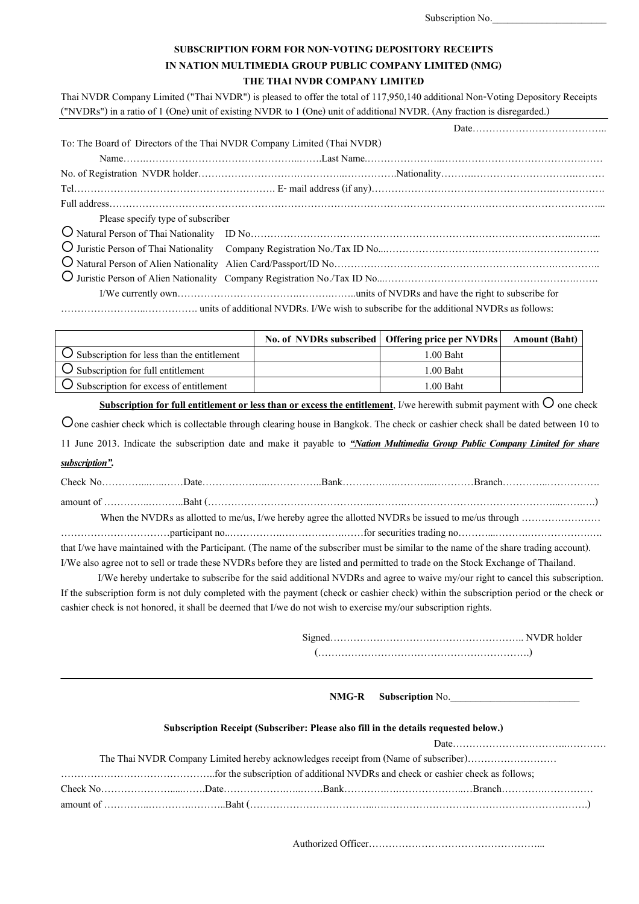Subscription No.______________________

**SUBSCRIPTION FORM FOR NON-VOTING DEPOSITORY RECEIPTS**
**IN NATION MULTIMEDIA GROUP PUBLIC COMPANY LIMITED (NMG)**
**THE THAI NVDR COMPANY LIMITED**

Thai NVDR Company Limited ("Thai NVDR") is pleased to offer the total of 117,950,140 additional Non-Voting Depository Receipts ("NVDRs") in a ratio of 1 (One) unit of existing NVDR to 1 (One) unit of additional NVDR. (Any fraction is disregarded.)

Date…………………………………..

To: The Board of Directors of the Thai NVDR Company Limited (Thai NVDR)

Name……..…………………………………………..…….Last Name.…………………..……………………………………….……

No. of Registration NVDR holder……………………….………………..…………….Nationality……….……………………………….………

Tel……………………………………………………. E- mail address (if any)………………………………………………………….…………….

Full address………………………………………………………………………………………………….…………………………………...

Please specify type of subscriber

○ Natural Person of Thai Nationality ID No……………………….……………………………………………………………..……...

○ Juristic Person of Thai Nationality Company Registration No./Tax ID No...……………………………………….………………….

○ Natural Person of Alien Nationality Alien Card/Passport/ID No…………………………………………………………….…………..

○ Juristic Person of Alien Nationality Company Registration No./Tax ID No...………………………………………………….…….

I/We currently own……………………………….…………..…..units of NVDRs and have the right to subscribe for ……………………...……………. units of additional NVDRs. I/We wish to subscribe for the additional NVDRs as follows:

| | No. of NVDRs subscribed | Offering price per NVDRs | Amount (Baht) |
|---|---|---|---|
| ○ Subscription for less than the entitlement | | 1.00 Baht | |
| ○ Subscription for full entitlement | | 1.00 Baht | |
| ○ Subscription for excess of entitlement | | 1.00 Baht | |

**Subscription for full entitlement or less than or excess the entitlement**, I/we herewith submit payment with ○ one check ○ one cashier check which is collectable through clearing house in Bangkok. The check or cashier check shall be dated between 10 to 11 June 2013. Indicate the subscription date and make it payable to ***"Nation Multimedia Group Public Company Limited for share subscription".***

Check No…………...…...……Date……………….……………..Bank………….….………...…………Branch…………..…………….

amount of …………..………..Baht (…………………………………………..……….………………………………………..……..…)

When the NVDRs as allotted to me/us, I/we hereby agree the allotted NVDRs be issued to me/us through …………………… ……………………………participant no..…………….……………….……for securities trading no………...……….………………….

that I/we have maintained with the Participant. (The name of the subscriber must be similar to the name of the share trading account). I/We also agree not to sell or trade these NVDRs before they are listed and permitted to trade on the Stock Exchange of Thailand.

I/We hereby undertake to subscribe for the said additional NVDRs and agree to waive my/our right to cancel this subscription. If the subscription form is not duly completed with the payment (check or cashier check) within the subscription period or the check or cashier check is not honored, it shall be deemed that I/we do not wish to exercise my/our subscription rights.

Signed………………………………………………….. NVDR holder
(……………………………………………………….)

---

**NMG-R Subscription** No.__________________________

**Subscription Receipt (Subscriber: Please also fill in the details requested below.)**

Date……………………………..……….

The Thai NVDR Company Limited hereby acknowledges receipt from (Name of subscriber)……………………… ………………………………………..for the subscription of additional NVDRs and check or cashier check as follows;

Check No…………………....…….Date………………….…..…….Bank…………….….……………..…Branch…………….……………

amount of …………..…………..………..Baht (………………………………..………………………………………………………….)

Authorized Officer……………………………………………...